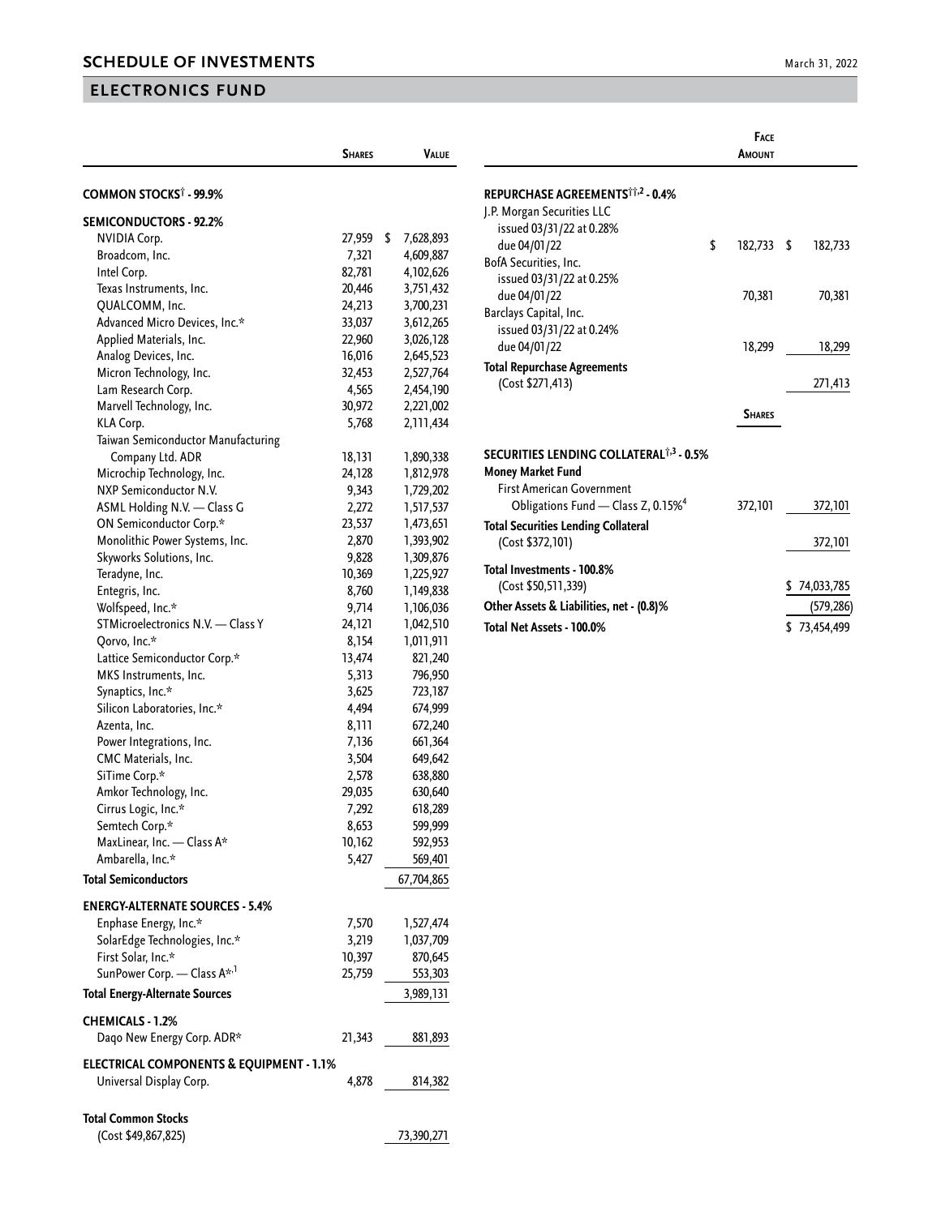## SCHEDULE OF INVESTMENTS

March 31, 2022

## ELECTRONICS FUND

| | Shares | Value |
|---|---|---|
| **COMMON STOCKS† - 99.9%** | | |
| **SEMICONDUCTORS - 92.2%** | | |
| NVIDIA Corp. | 27,959 | $ 7,628,893 |
| Broadcom, Inc. | 7,321 | 4,609,887 |
| Intel Corp. | 82,781 | 4,102,626 |
| Texas Instruments, Inc. | 20,446 | 3,751,432 |
| QUALCOMM, Inc. | 24,213 | 3,700,231 |
| Advanced Micro Devices, Inc.* | 33,037 | 3,612,265 |
| Applied Materials, Inc. | 22,960 | 3,026,128 |
| Analog Devices, Inc. | 16,016 | 2,645,523 |
| Micron Technology, Inc. | 32,453 | 2,527,764 |
| Lam Research Corp. | 4,565 | 2,454,190 |
| Marvell Technology, Inc. | 30,972 | 2,221,002 |
| KLA Corp. | 5,768 | 2,111,434 |
| Taiwan Semiconductor Manufacturing Company Ltd. ADR | 18,131 | 1,890,338 |
| Microchip Technology, Inc. | 24,128 | 1,812,978 |
| NXP Semiconductor N.V. | 9,343 | 1,729,202 |
| ASML Holding N.V. — Class G | 2,272 | 1,517,537 |
| ON Semiconductor Corp.* | 23,537 | 1,473,651 |
| Monolithic Power Systems, Inc. | 2,870 | 1,393,902 |
| Skyworks Solutions, Inc. | 9,828 | 1,309,876 |
| Teradyne, Inc. | 10,369 | 1,225,927 |
| Entegris, Inc. | 8,760 | 1,149,838 |
| Wolfspeed, Inc.* | 9,714 | 1,106,036 |
| STMicroelectronics N.V. — Class Y | 24,121 | 1,042,510 |
| Qorvo, Inc.* | 8,154 | 1,011,911 |
| Lattice Semiconductor Corp.* | 13,474 | 821,240 |
| MKS Instruments, Inc. | 5,313 | 796,950 |
| Synaptics, Inc.* | 3,625 | 723,187 |
| Silicon Laboratories, Inc.* | 4,494 | 674,999 |
| Azenta, Inc. | 8,111 | 672,240 |
| Power Integrations, Inc. | 7,136 | 661,364 |
| CMC Materials, Inc. | 3,504 | 649,642 |
| SiTime Corp.* | 2,578 | 638,880 |
| Amkor Technology, Inc. | 29,035 | 630,640 |
| Cirrus Logic, Inc.* | 7,292 | 618,289 |
| Semtech Corp.* | 8,653 | 599,999 |
| MaxLinear, Inc. — Class A* | 10,162 | 592,953 |
| Ambarella, Inc.* | 5,427 | 569,401 |
| **Total Semiconductors** | | 67,704,865 |
| **ENERGY-ALTERNATE SOURCES - 5.4%** | | |
| Enphase Energy, Inc.* | 7,570 | 1,527,474 |
| SolarEdge Technologies, Inc.* | 3,219 | 1,037,709 |
| First Solar, Inc.* | 10,397 | 870,645 |
| SunPower Corp. — Class A*,[1] | 25,759 | 553,303 |
| **Total Energy-Alternate Sources** | | 3,989,131 |
| **CHEMICALS - 1.2%** | | |
| Daqo New Energy Corp. ADR* | 21,343 | 881,893 |
| **ELECTRICAL COMPONENTS & EQUIPMENT - 1.1%** | | |
| Universal Display Corp. | 4,878 | 814,382 |
| **Total Common Stocks** (Cost $49,867,825) | | 73,390,271 |

| | Face Amount | |
|---|---|---|
| **REPURCHASE AGREEMENTS††,2 - 0.4%** | | |
| J.P. Morgan Securities LLC issued 03/31/22 at 0.28% due 04/01/22 | $ 182,733 | $ 182,733 |
| BofA Securities, Inc. issued 03/31/22 at 0.25% due 04/01/22 | 70,381 | 70,381 |
| Barclays Capital, Inc. issued 03/31/22 at 0.24% due 04/01/22 | 18,299 | 18,299 |
| **Total Repurchase Agreements** (Cost $271,413) | | 271,413 |

| | Shares | |
|---|---|---|
| **SECURITIES LENDING COLLATERAL†,3 - 0.5%** | | |
| **Money Market Fund** | | |
| First American Government Obligations Fund — Class Z, 0.15%[4] | 372,101 | 372,101 |
| **Total Securities Lending Collateral** (Cost $372,101) | | 372,101 |
| **Total Investments - 100.8%** (Cost $50,511,339) | | $ 74,033,785 |
| **Other Assets & Liabilities, net - (0.8)%** | | (579,286) |
| **Total Net Assets - 100.0%** | | $ 73,454,499 |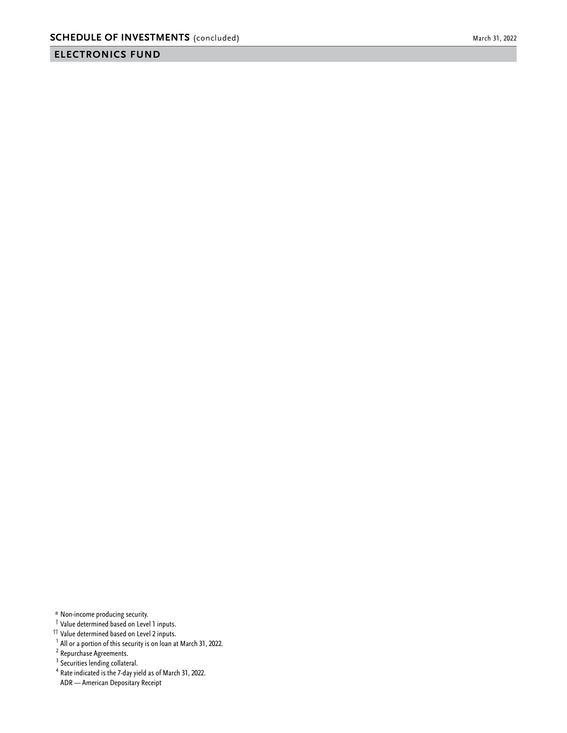## SCHEDULE OF INVESTMENTS (concluded)

March 31, 2022

## ELECTRONICS FUND

* Non-income producing security.

† Value determined based on Level 1 inputs.

†† Value determined based on Level 2 inputs.

[1] All or a portion of this security is on loan at March 31, 2022.

[2] Repurchase Agreements.

[3] Securities lending collateral.

[4] Rate indicated is the 7-day yield as of March 31, 2022.

ADR — American Depositary Receipt